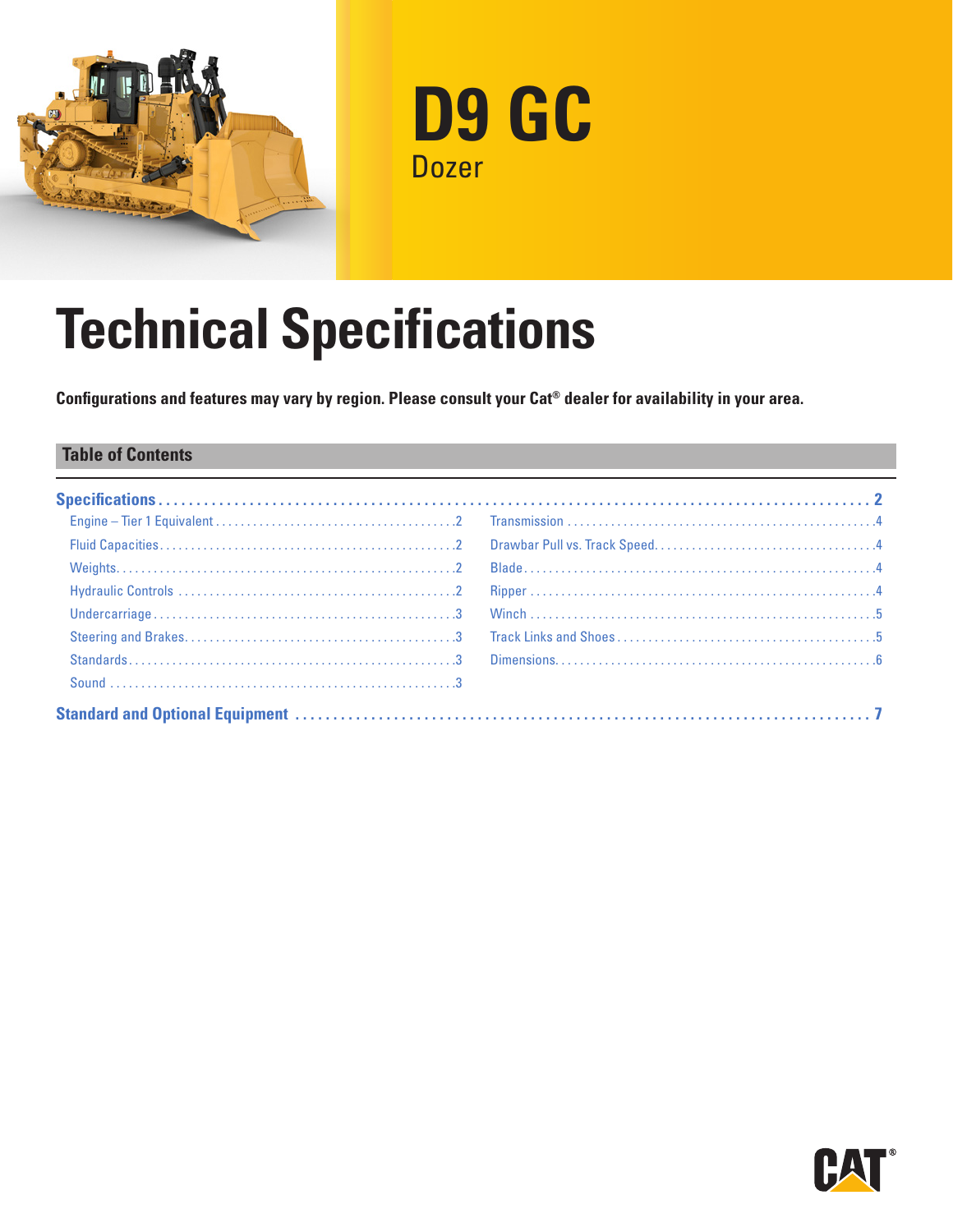# D9 GC

Dozer

# Technical Specifications

**Configurations and features may vary by region. Please consult your Cat® dealer for availability in your area.**

## Table of Contents

**Specifications** .......... 2

- Engine – Tier 1 Equivalent .......... 2
- Fluid Capacities .......... 2
- Weights .......... 2
- Hydraulic Controls .......... 2
- Undercarriage .......... 3
- Steering and Brakes .......... 3
- Standards .......... 3
- Sound .......... 3
- Transmission .......... 4
- Drawbar Pull vs. Track Speed .......... 4
- Blade .......... 4
- Ripper .......... 4
- Winch .......... 5
- Track Links and Shoes .......... 5
- Dimensions .......... 6

**Standard and Optional Equipment** .......... 7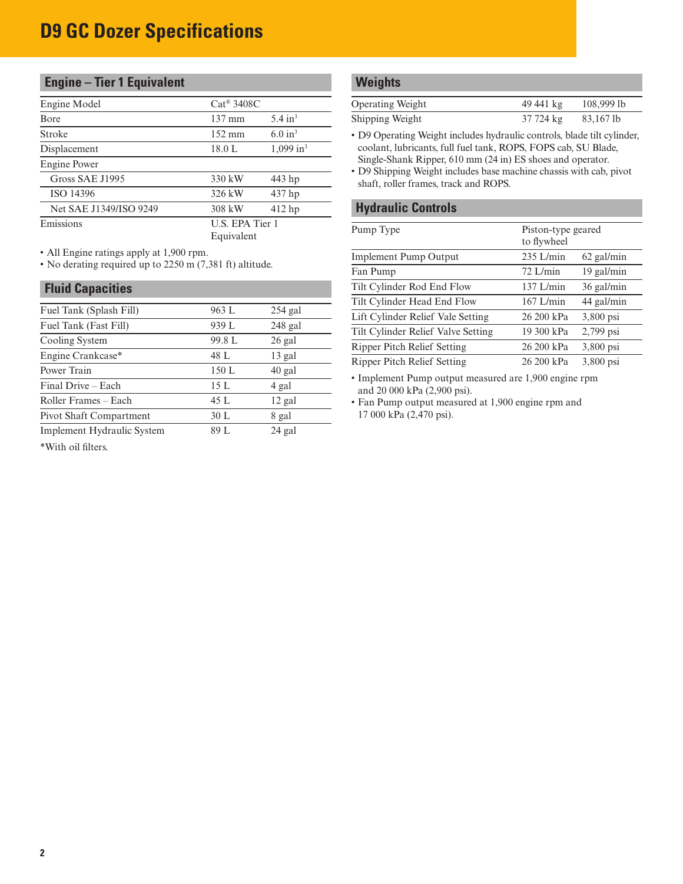# D9 GC Dozer Specifications

## Engine – Tier 1 Equivalent

| | | |
|---|---|---|
| Engine Model | Cat® 3408C | |
| Bore | 137 mm | 5.4 in³ |
| Stroke | 152 mm | 6.0 in³ |
| Displacement | 18.0 L | 1,099 in³ |
| Engine Power | | |
| Gross SAE J1995 | 330 kW | 443 hp |
| ISO 14396 | 326 kW | 437 hp |
| Net SAE J1349/ISO 9249 | 308 kW | 412 hp |
| Emissions | U.S. EPA Tier 1 Equivalent | |

- All Engine ratings apply at 1,900 rpm.
- No derating required up to 2250 m (7,381 ft) altitude.

## Fluid Capacities

| | | |
|---|---|---|
| Fuel Tank (Splash Fill) | 963 L | 254 gal |
| Fuel Tank (Fast Fill) | 939 L | 248 gal |
| Cooling System | 99.8 L | 26 gal |
| Engine Crankcase* | 48 L | 13 gal |
| Power Train | 150 L | 40 gal |
| Final Drive – Each | 15 L | 4 gal |
| Roller Frames – Each | 45 L | 12 gal |
| Pivot Shaft Compartment | 30 L | 8 gal |
| Implement Hydraulic System | 89 L | 24 gal |

*With oil filters.

## Weights

| | | |
|---|---|---|
| Operating Weight | 49 441 kg | 108,999 lb |
| Shipping Weight | 37 724 kg | 83,167 lb |

- D9 Operating Weight includes hydraulic controls, blade tilt cylinder, coolant, lubricants, full fuel tank, ROPS, FOPS cab, SU Blade, Single-Shank Ripper, 610 mm (24 in) ES shoes and operator.
- D9 Shipping Weight includes base machine chassis with cab, pivot shaft, roller frames, track and ROPS.

## Hydraulic Controls

| | | |
|---|---|---|
| Pump Type | Piston-type geared to flywheel | |
| Implement Pump Output | 235 L/min | 62 gal/min |
| Fan Pump | 72 L/min | 19 gal/min |
| Tilt Cylinder Rod End Flow | 137 L/min | 36 gal/min |
| Tilt Cylinder Head End Flow | 167 L/min | 44 gal/min |
| Lift Cylinder Relief Vale Setting | 26 200 kPa | 3,800 psi |
| Tilt Cylinder Relief Valve Setting | 19 300 kPa | 2,799 psi |
| Ripper Pitch Relief Setting | 26 200 kPa | 3,800 psi |
| Ripper Pitch Relief Setting | 26 200 kPa | 3,800 psi |

- Implement Pump output measured are 1,900 engine rpm and 20 000 kPa (2,900 psi).
- Fan Pump output measured at 1,900 engine rpm and 17 000 kPa (2,470 psi).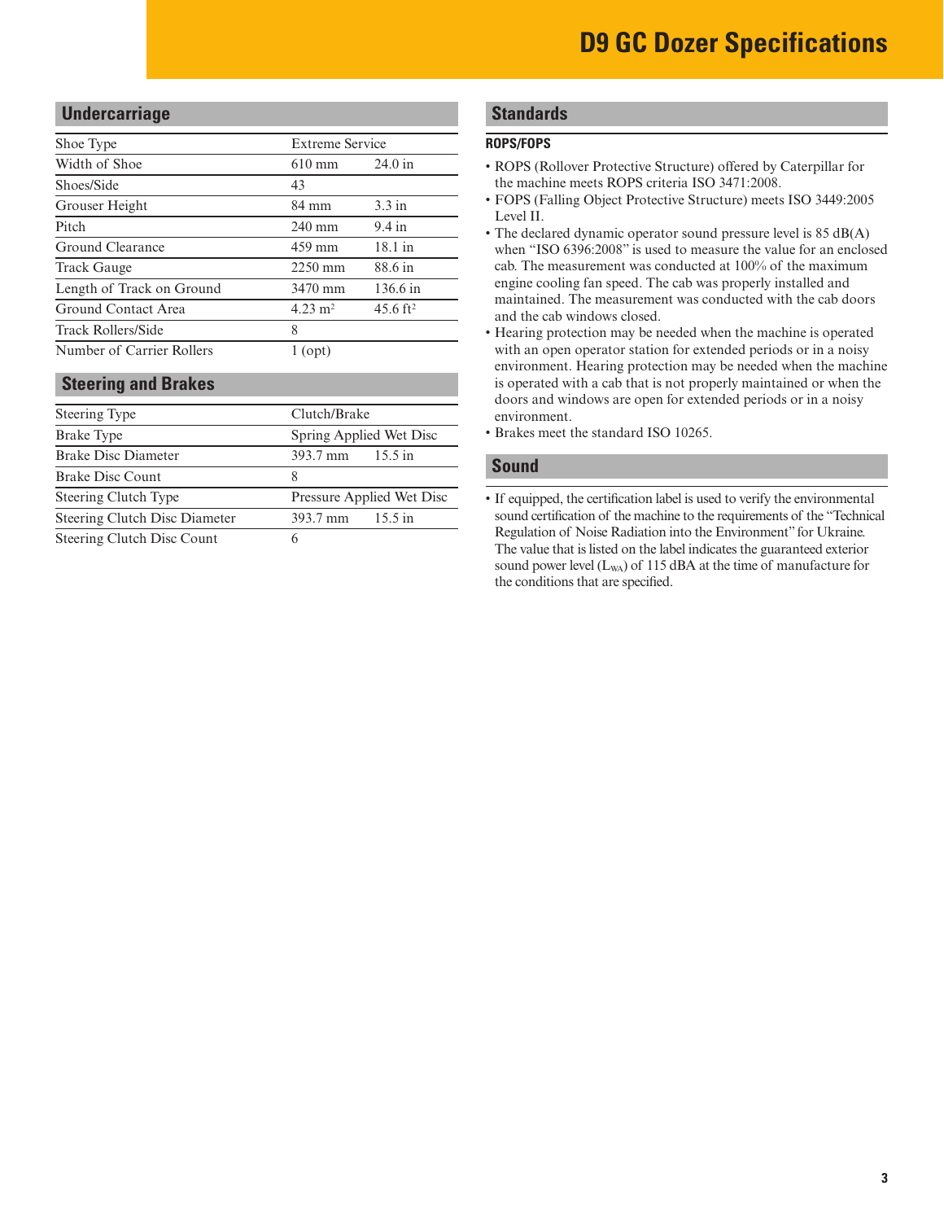# D9 GC Dozer Specifications

## Undercarriage

| | | |
|---|---|---|
| Shoe Type | Extreme Service | |
| Width of Shoe | 610 mm | 24.0 in |
| Shoes/Side | 43 | |
| Grouser Height | 84 mm | 3.3 in |
| Pitch | 240 mm | 9.4 in |
| Ground Clearance | 459 mm | 18.1 in |
| Track Gauge | 2250 mm | 88.6 in |
| Length of Track on Ground | 3470 mm | 136.6 in |
| Ground Contact Area | 4.23 $m^2$ | 45.6 $ft^2$ |
| Track Rollers/Side | 8 | |
| Number of Carrier Rollers | 1 (opt) | |

## Steering and Brakes

| | | |
|---|---|---|
| Steering Type | Clutch/Brake | |
| Brake Type | Spring Applied Wet Disc | |
| Brake Disc Diameter | 393.7 mm | 15.5 in |
| Brake Disc Count | 8 | |
| Steering Clutch Type | Pressure Applied Wet Disc | |
| Steering Clutch Disc Diameter | 393.7 mm | 15.5 in |
| Steering Clutch Disc Count | 6 | |

## Standards

### ROPS/FOPS

- ROPS (Rollover Protective Structure) offered by Caterpillar for the machine meets ROPS criteria ISO 3471:2008.
- FOPS (Falling Object Protective Structure) meets ISO 3449:2005 Level II.
- The declared dynamic operator sound pressure level is 85 dB(A) when "ISO 6396:2008" is used to measure the value for an enclosed cab. The measurement was conducted at 100% of the maximum engine cooling fan speed. The cab was properly installed and maintained. The measurement was conducted with the cab doors and the cab windows closed.
- Hearing protection may be needed when the machine is operated with an open operator station for extended periods or in a noisy environment. Hearing protection may be needed when the machine is operated with a cab that is not properly maintained or when the doors and windows are open for extended periods or in a noisy environment.
- Brakes meet the standard ISO 10265.

## Sound

- If equipped, the certification label is used to verify the environmental sound certification of the machine to the requirements of the "Technical Regulation of Noise Radiation into the Environment" for Ukraine. The value that is listed on the label indicates the guaranteed exterior sound power level ($L_{WA}$) of 115 dBA at the time of manufacture for the conditions that are specified.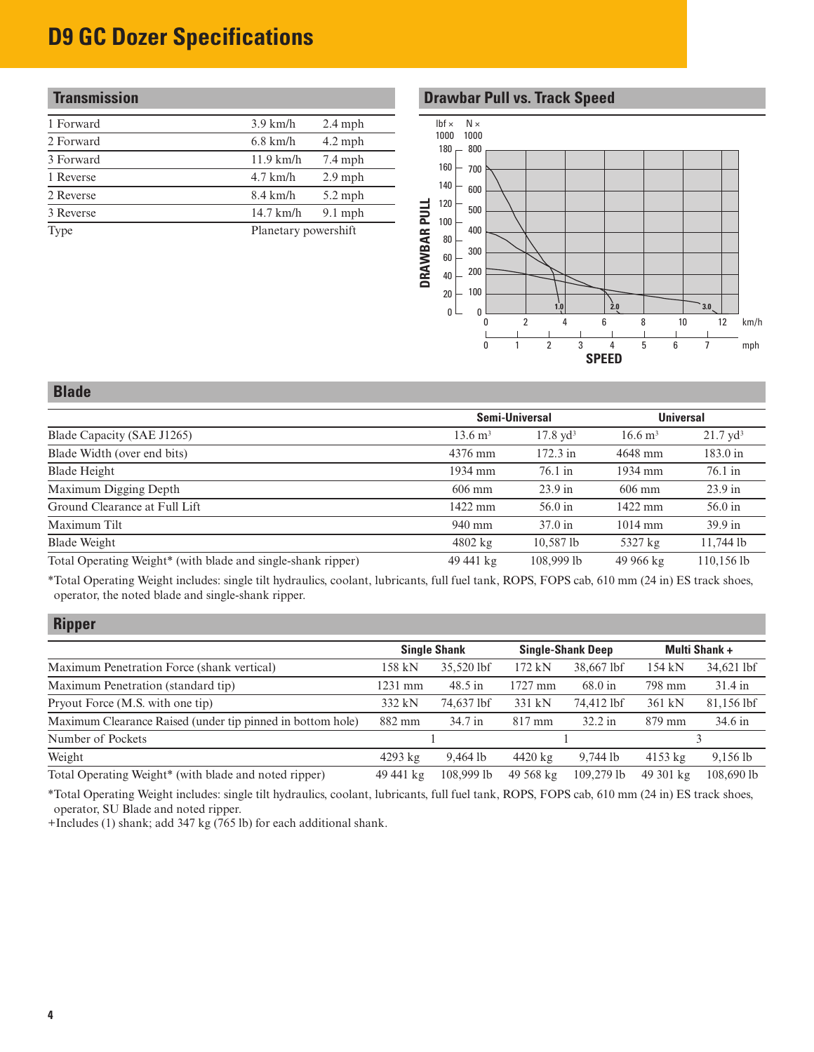# D9 GC Dozer Specifications

## Transmission

| | | |
|---|---|---|
| 1 Forward | 3.9 km/h | 2.4 mph |
| 2 Forward | 6.8 km/h | 4.2 mph |
| 3 Forward | 11.9 km/h | 7.4 mph |
| 1 Reverse | 4.7 km/h | 2.9 mph |
| 2 Reverse | 8.4 km/h | 5.2 mph |
| 3 Reverse | 14.7 km/h | 9.1 mph |
| Type | Planetary powershift | |

## Drawbar Pull vs. Track Speed

lbf × 1000
N × 1000
180 800
160 700
140 600
120 500
100 400
80 300
60 200
40 100
20
0 0
DRAWBAR PULL
1.0
2.0
3.0
0 2 4 6 8 10 12 km/h
0 1 2 3 4 5 6 7 mph
SPEED

## Blade

| | Semi-Universal | | Universal | |
|---|---|---|---|---|
| Blade Capacity (SAE J1265) | 13.6 m³ | 17.8 yd³ | 16.6 m³ | 21.7 yd³ |
| Blade Width (over end bits) | 4376 mm | 172.3 in | 4648 mm | 183.0 in |
| Blade Height | 1934 mm | 76.1 in | 1934 mm | 76.1 in |
| Maximum Digging Depth | 606 mm | 23.9 in | 606 mm | 23.9 in |
| Ground Clearance at Full Lift | 1422 mm | 56.0 in | 1422 mm | 56.0 in |
| Maximum Tilt | 940 mm | 37.0 in | 1014 mm | 39.9 in |
| Blade Weight | 4802 kg | 10,587 lb | 5327 kg | 11,744 lb |
| Total Operating Weight* (with blade and single-shank ripper) | 49 441 kg | 108,999 lb | 49 966 kg | 110,156 lb |

*Total Operating Weight includes: single tilt hydraulics, coolant, lubricants, full fuel tank, ROPS, FOPS cab, 610 mm (24 in) ES track shoes, operator, the noted blade and single-shank ripper.

## Ripper

| | Single Shank | | Single-Shank Deep | | Multi Shank + | |
|---|---|---|---|---|---|---|
| Maximum Penetration Force (shank vertical) | 158 kN | 35,520 lbf | 172 kN | 38,667 lbf | 154 kN | 34,621 lbf |
| Maximum Penetration (standard tip) | 1231 mm | 48.5 in | 1727 mm | 68.0 in | 798 mm | 31.4 in |
| Pryout Force (M.S. with one tip) | 332 kN | 74,637 lbf | 331 kN | 74,412 lbf | 361 kN | 81,156 lbf |
| Maximum Clearance Raised (under tip pinned in bottom hole) | 882 mm | 34.7 in | 817 mm | 32.2 in | 879 mm | 34.6 in |
| Number of Pockets | 1 | | 1 | | 3 | |
| Weight | 4293 kg | 9,464 lb | 4420 kg | 9,744 lb | 4153 kg | 9,156 lb |
| Total Operating Weight* (with blade and noted ripper) | 49 441 kg | 108,999 lb | 49 568 kg | 109,279 lb | 49 301 kg | 108,690 lb |

*Total Operating Weight includes: single tilt hydraulics, coolant, lubricants, full fuel tank, ROPS, FOPS cab, 610 mm (24 in) ES track shoes, operator, SU Blade and noted ripper.

+Includes (1) shank; add 347 kg (765 lb) for each additional shank.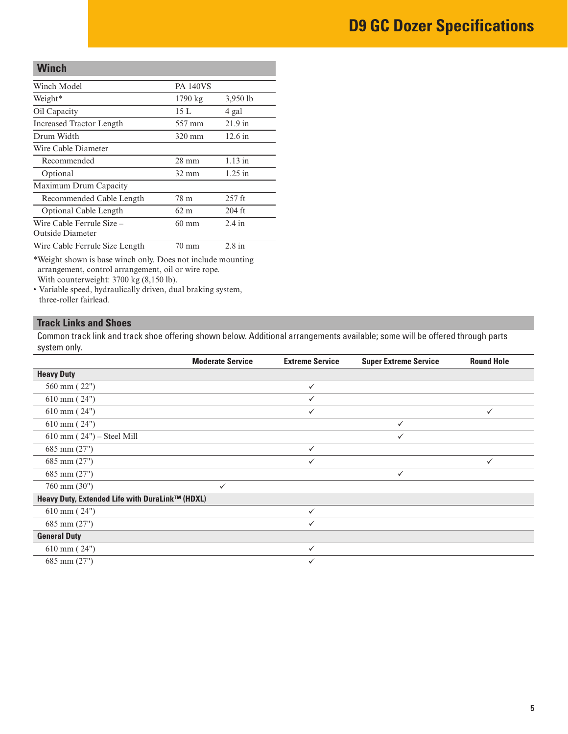## Winch

| | | |
|---|---|---|
| Winch Model | PA 140VS | |
| Weight* | 1790 kg | 3,950 lb |
| Oil Capacity | 15 L | 4 gal |
| Increased Tractor Length | 557 mm | 21.9 in |
| Drum Width | 320 mm | 12.6 in |
| Wire Cable Diameter | | |
| Recommended | 28 mm | 1.13 in |
| Optional | 32 mm | 1.25 in |
| Maximum Drum Capacity | | |
| Recommended Cable Length | 78 m | 257 ft |
| Optional Cable Length | 62 m | 204 ft |
| Wire Cable Ferrule Size – Outside Diameter | 60 mm | 2.4 in |
| Wire Cable Ferrule Size Length | 70 mm | 2.8 in |

*Weight shown is base winch only. Does not include mounting arrangement, control arrangement, oil or wire rope. With counterweight: 3700 kg (8,150 lb).

- Variable speed, hydraulically driven, dual braking system, three-roller fairlead.

## Track Links and Shoes

Common track link and track shoe offering shown below. Additional arrangements available; some will be offered through parts system only.

| | Moderate Service | Extreme Service | Super Extreme Service | Round Hole |
|---|---|---|---|---|
| **Heavy Duty** | | | | |
| 560 mm ( 22") | | ✓ | | |
| 610 mm ( 24") | | ✓ | | |
| 610 mm ( 24") | | ✓ | | ✓ |
| 610 mm ( 24") | | | ✓ | |
| 610 mm ( 24") – Steel Mill | | | ✓ | |
| 685 mm (27") | | ✓ | | |
| 685 mm (27") | | ✓ | | ✓ |
| 685 mm (27") | | | ✓ | |
| 760 mm (30") | ✓ | | | |
| **Heavy Duty, Extended Life with DuraLink™ (HDXL)** | | | | |
| 610 mm ( 24") | | ✓ | | |
| 685 mm (27") | | ✓ | | |
| **General Duty** | | | | |
| 610 mm ( 24") | | ✓ | | |
| 685 mm (27") | | ✓ | | |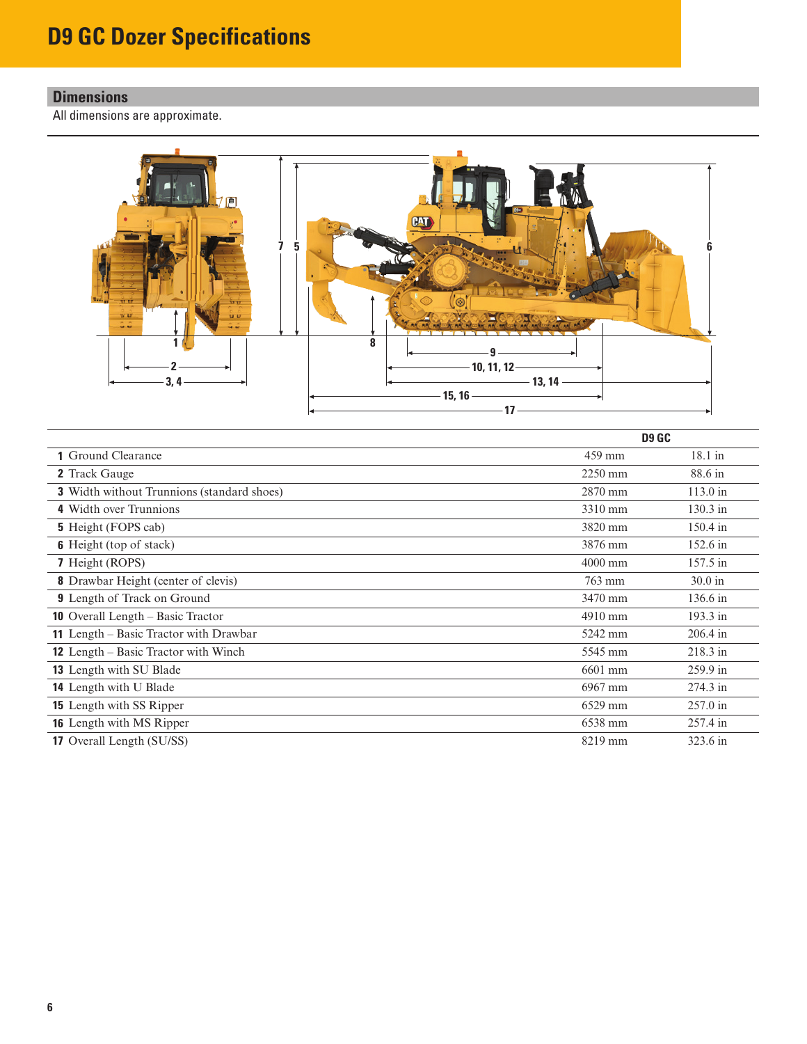# D9 GC Dozer Specifications

## Dimensions

All dimensions are approximate.

7 5 6

1 2 3, 4 8 9 10, 11, 12 13, 14 15, 16 17

| | D9 GC | |
|---|---|---|
| **1** Ground Clearance | 459 mm | 18.1 in |
| **2** Track Gauge | 2250 mm | 88.6 in |
| **3** Width without Trunnions (standard shoes) | 2870 mm | 113.0 in |
| **4** Width over Trunnions | 3310 mm | 130.3 in |
| **5** Height (FOPS cab) | 3820 mm | 150.4 in |
| **6** Height (top of stack) | 3876 mm | 152.6 in |
| **7** Height (ROPS) | 4000 mm | 157.5 in |
| **8** Drawbar Height (center of clevis) | 763 mm | 30.0 in |
| **9** Length of Track on Ground | 3470 mm | 136.6 in |
| **10** Overall Length – Basic Tractor | 4910 mm | 193.3 in |
| **11** Length – Basic Tractor with Drawbar | 5242 mm | 206.4 in |
| **12** Length – Basic Tractor with Winch | 5545 mm | 218.3 in |
| **13** Length with SU Blade | 6601 mm | 259.9 in |
| **14** Length with U Blade | 6967 mm | 274.3 in |
| **15** Length with SS Ripper | 6529 mm | 257.0 in |
| **16** Length with MS Ripper | 6538 mm | 257.4 in |
| **17** Overall Length (SU/SS) | 8219 mm | 323.6 in |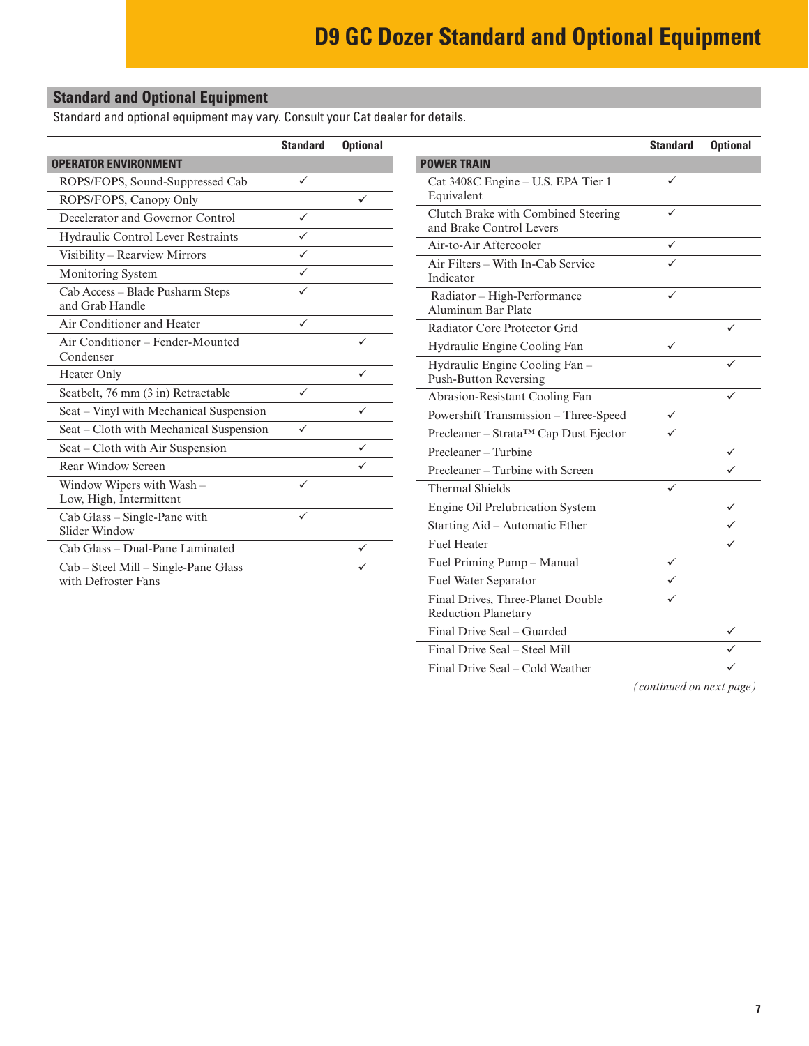# D9 GC Dozer Standard and Optional Equipment

## Standard and Optional Equipment

Standard and optional equipment may vary. Consult your Cat dealer for details.

| | Standard | Optional |
|---|---|---|
| **OPERATOR ENVIRONMENT** | | |
| ROPS/FOPS, Sound-Suppressed Cab | ✓ | |
| ROPS/FOPS, Canopy Only | | ✓ |
| Decelerator and Governor Control | ✓ | |
| Hydraulic Control Lever Restraints | ✓ | |
| Visibility – Rearview Mirrors | ✓ | |
| Monitoring System | ✓ | |
| Cab Access – Blade Pusharm Steps and Grab Handle | ✓ | |
| Air Conditioner and Heater | ✓ | |
| Air Conditioner – Fender-Mounted Condenser | | ✓ |
| Heater Only | | ✓ |
| Seatbelt, 76 mm (3 in) Retractable | ✓ | |
| Seat – Vinyl with Mechanical Suspension | | ✓ |
| Seat – Cloth with Mechanical Suspension | ✓ | |
| Seat – Cloth with Air Suspension | | ✓ |
| Rear Window Screen | | ✓ |
| Window Wipers with Wash – Low, High, Intermittent | ✓ | |
| Cab Glass – Single-Pane with Slider Window | ✓ | |
| Cab Glass – Dual-Pane Laminated | | ✓ |
| Cab – Steel Mill – Single-Pane Glass with Defroster Fans | | ✓ |

| | Standard | Optional |
|---|---|---|
| **POWER TRAIN** | | |
| Cat 3408C Engine – U.S. EPA Tier 1 Equivalent | ✓ | |
| Clutch Brake with Combined Steering and Brake Control Levers | ✓ | |
| Air-to-Air Aftercooler | ✓ | |
| Air Filters – With In-Cab Service Indicator | ✓ | |
| Radiator – High-Performance Aluminum Bar Plate | ✓ | |
| Radiator Core Protector Grid | | ✓ |
| Hydraulic Engine Cooling Fan | ✓ | |
| Hydraulic Engine Cooling Fan – Push-Button Reversing | | ✓ |
| Abrasion-Resistant Cooling Fan | | ✓ |
| Powershift Transmission – Three-Speed | ✓ | |
| Precleaner – Strata™ Cap Dust Ejector | ✓ | |
| Precleaner – Turbine | | ✓ |
| Precleaner – Turbine with Screen | | ✓ |
| Thermal Shields | ✓ | |
| Engine Oil Prelubrication System | | ✓ |
| Starting Aid – Automatic Ether | | ✓ |
| Fuel Heater | | ✓ |
| Fuel Priming Pump – Manual | ✓ | |
| Fuel Water Separator | ✓ | |
| Final Drives, Three-Planet Double Reduction Planetary | ✓ | |
| Final Drive Seal – Guarded | | ✓ |
| Final Drive Seal – Steel Mill | | ✓ |
| Final Drive Seal – Cold Weather | | ✓ |

*(continued on next page)*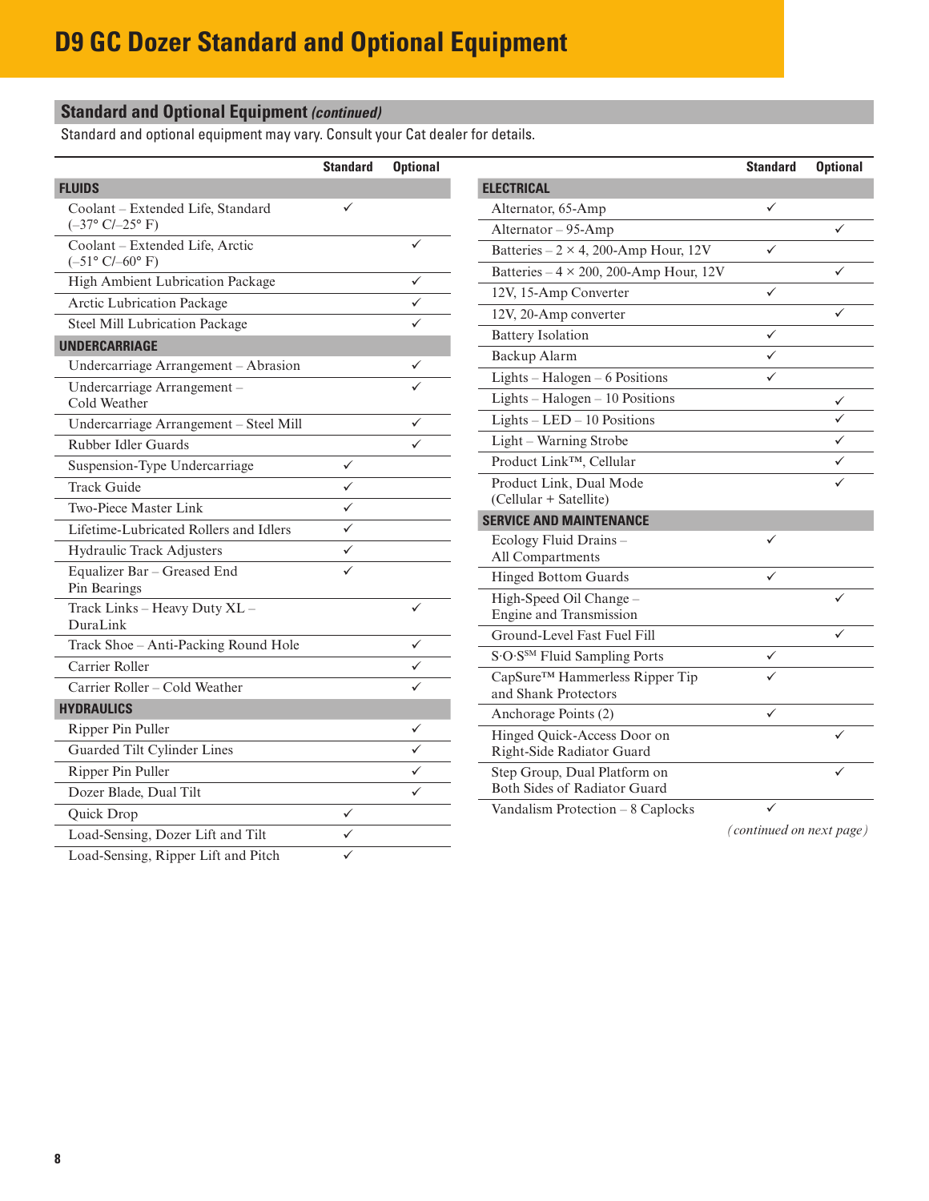# D9 GC Dozer Standard and Optional Equipment

## Standard and Optional Equipment *(continued)*

Standard and optional equipment may vary. Consult your Cat dealer for details.

| | Standard | Optional |
|---|---|---|
| **FLUIDS** | | |
| Coolant – Extended Life, Standard (–37° C/–25° F) | ✓ | |
| Coolant – Extended Life, Arctic (–51° C/–60° F) | | ✓ |
| High Ambient Lubrication Package | | ✓ |
| Arctic Lubrication Package | | ✓ |
| Steel Mill Lubrication Package | | ✓ |
| **UNDERCARRIAGE** | | |
| Undercarriage Arrangement – Abrasion | | ✓ |
| Undercarriage Arrangement – Cold Weather | | ✓ |
| Undercarriage Arrangement – Steel Mill | | ✓ |
| Rubber Idler Guards | | ✓ |
| Suspension-Type Undercarriage | ✓ | |
| Track Guide | ✓ | |
| Two-Piece Master Link | ✓ | |
| Lifetime-Lubricated Rollers and Idlers | ✓ | |
| Hydraulic Track Adjusters | ✓ | |
| Equalizer Bar – Greased End Pin Bearings | ✓ | |
| Track Links – Heavy Duty XL – DuraLink | | ✓ |
| Track Shoe – Anti-Packing Round Hole | | ✓ |
| Carrier Roller | | ✓ |
| Carrier Roller – Cold Weather | | ✓ |
| **HYDRAULICS** | | |
| Ripper Pin Puller | | ✓ |
| Guarded Tilt Cylinder Lines | | ✓ |
| Ripper Pin Puller | | ✓ |
| Dozer Blade, Dual Tilt | | ✓ |
| Quick Drop | ✓ | |
| Load-Sensing, Dozer Lift and Tilt | ✓ | |
| Load-Sensing, Ripper Lift and Pitch | ✓ | |

| | Standard | Optional |
|---|---|---|
| **ELECTRICAL** | | |
| Alternator, 65-Amp | ✓ | |
| Alternator – 95-Amp | | ✓ |
| Batteries – 2 × 4, 200-Amp Hour, 12V | ✓ | |
| Batteries – 4 × 200, 200-Amp Hour, 12V | | ✓ |
| 12V, 15-Amp Converter | ✓ | |
| 12V, 20-Amp converter | | ✓ |
| Battery Isolation | ✓ | |
| Backup Alarm | ✓ | |
| Lights – Halogen – 6 Positions | ✓ | |
| Lights – Halogen – 10 Positions | | ✓ |
| Lights – LED – 10 Positions | | ✓ |
| Light – Warning Strobe | | ✓ |
| Product Link™, Cellular | | ✓ |
| Product Link, Dual Mode (Cellular + Satellite) | | ✓ |
| **SERVICE AND MAINTENANCE** | | |
| Ecology Fluid Drains – All Compartments | ✓ | |
| Hinged Bottom Guards | ✓ | |
| High-Speed Oil Change – Engine and Transmission | | ✓ |
| Ground-Level Fast Fuel Fill | | ✓ |
| S·O·S℠ Fluid Sampling Ports | ✓ | |
| CapSure™ Hammerless Ripper Tip and Shank Protectors | ✓ | |
| Anchorage Points (2) | ✓ | |
| Hinged Quick-Access Door on Right-Side Radiator Guard | | ✓ |
| Step Group, Dual Platform on Both Sides of Radiator Guard | | ✓ |
| Vandalism Protection – 8 Caplocks | ✓ | |

*(continued on next page)*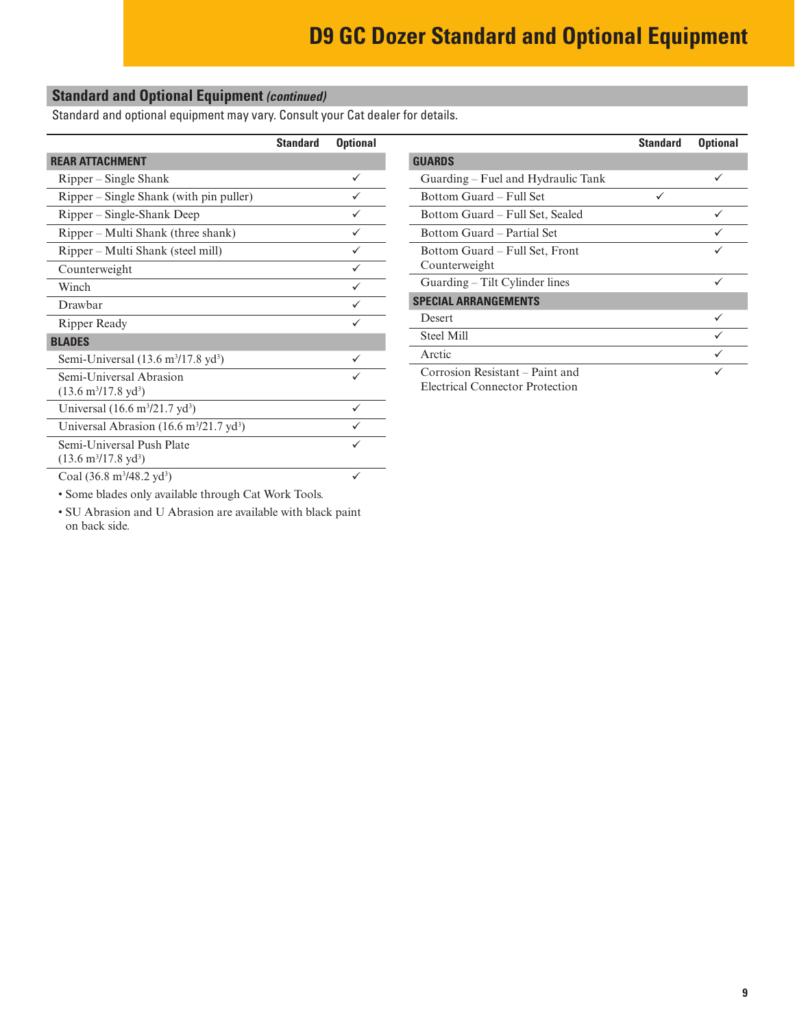# D9 GC Dozer Standard and Optional Equipment

## Standard and Optional Equipment *(continued)*

Standard and optional equipment may vary. Consult your Cat dealer for details.

| | Standard | Optional |
|---|---|---|
| **REAR ATTACHMENT** | | |
| Ripper – Single Shank | | ✓ |
| Ripper – Single Shank (with pin puller) | | ✓ |
| Ripper – Single-Shank Deep | | ✓ |
| Ripper – Multi Shank (three shank) | | ✓ |
| Ripper – Multi Shank (steel mill) | | ✓ |
| Counterweight | | ✓ |
| Winch | | ✓ |
| Drawbar | | ✓ |
| Ripper Ready | | ✓ |
| **BLADES** | | |
| Semi-Universal (13.6 $m^3$/17.8 $yd^3$) | | ✓ |
| Semi-Universal Abrasion (13.6 $m^3$/17.8 $yd^3$) | | ✓ |
| Universal (16.6 $m^3$/21.7 $yd^3$) | | ✓ |
| Universal Abrasion (16.6 $m^3$/21.7 $yd^3$) | | ✓ |
| Semi-Universal Push Plate (13.6 $m^3$/17.8 $yd^3$) | | ✓ |
| Coal (36.8 $m^3$/48.2 $yd^3$) | | ✓ |

- Some blades only available through Cat Work Tools.
- SU Abrasion and U Abrasion are available with black paint on back side.

| | Standard | Optional |
|---|---|---|
| **GUARDS** | | |
| Guarding – Fuel and Hydraulic Tank | | ✓ |
| Bottom Guard – Full Set | ✓ | |
| Bottom Guard – Full Set, Sealed | | ✓ |
| Bottom Guard – Partial Set | | ✓ |
| Bottom Guard – Full Set, Front Counterweight | | ✓ |
| Guarding – Tilt Cylinder lines | | ✓ |
| **SPECIAL ARRANGEMENTS** | | |
| Desert | | ✓ |
| Steel Mill | | ✓ |
| Arctic | | ✓ |
| Corrosion Resistant – Paint and Electrical Connector Protection | | ✓ |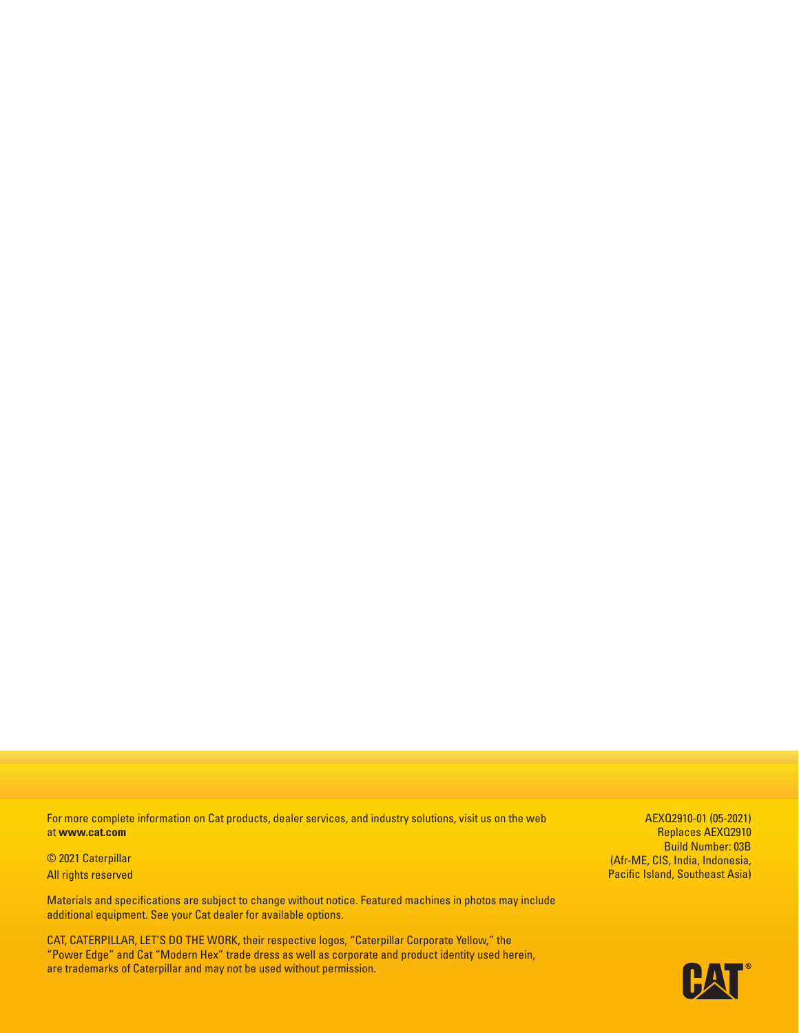For more complete information on Cat products, dealer services, and industry solutions, visit us on the web at **www.cat.com**

© 2021 Caterpillar
All rights reserved

Materials and specifications are subject to change without notice. Featured machines in photos may include additional equipment. See your Cat dealer for available options.

CAT, CATERPILLAR, LET'S DO THE WORK, their respective logos, "Caterpillar Corporate Yellow," the "Power Edge" and Cat "Modern Hex" trade dress as well as corporate and product identity used herein, are trademarks of Caterpillar and may not be used without permission.

AEXQ2910-01 (05-2021)
Replaces AEXQ2910
Build Number: 03B
(Afr-ME, CIS, India, Indonesia, Pacific Island, Southeast Asia)